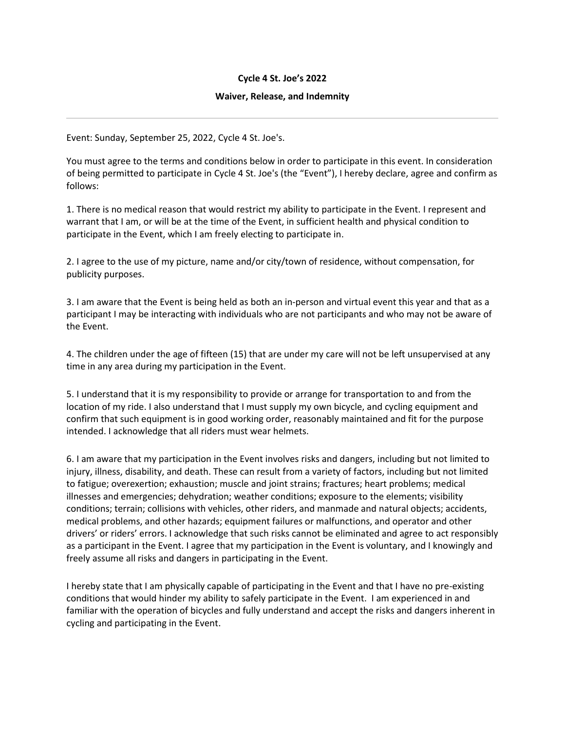**Cycle 4 St. Joe's 2022**

**Waiver, Release, and Indemnity**

---

Event: Sunday, September 25, 2022, Cycle 4 St. Joe's.

You must agree to the terms and conditions below in order to participate in this event. In consideration of being permitted to participate in Cycle 4 St. Joe's (the "Event"), I hereby declare, agree and confirm as follows:

1. There is no medical reason that would restrict my ability to participate in the Event. I represent and warrant that I am, or will be at the time of the Event, in sufficient health and physical condition to participate in the Event, which I am freely electing to participate in.

2. I agree to the use of my picture, name and/or city/town of residence, without compensation, for publicity purposes.

3. I am aware that the Event is being held as both an in-person and virtual event this year and that as a participant I may be interacting with individuals who are not participants and who may not be aware of the Event.

4. The children under the age of fifteen (15) that are under my care will not be left unsupervised at any time in any area during my participation in the Event.

5. I understand that it is my responsibility to provide or arrange for transportation to and from the location of my ride. I also understand that I must supply my own bicycle, and cycling equipment and confirm that such equipment is in good working order, reasonably maintained and fit for the purpose intended. I acknowledge that all riders must wear helmets.

6. I am aware that my participation in the Event involves risks and dangers, including but not limited to injury, illness, disability, and death. These can result from a variety of factors, including but not limited to fatigue; overexertion; exhaustion; muscle and joint strains; fractures; heart problems; medical illnesses and emergencies; dehydration; weather conditions; exposure to the elements; visibility conditions; terrain; collisions with vehicles, other riders, and manmade and natural objects; accidents, medical problems, and other hazards; equipment failures or malfunctions, and operator and other drivers' or riders' errors. I acknowledge that such risks cannot be eliminated and agree to act responsibly as a participant in the Event. I agree that my participation in the Event is voluntary, and I knowingly and freely assume all risks and dangers in participating in the Event.

I hereby state that I am physically capable of participating in the Event and that I have no pre-existing conditions that would hinder my ability to safely participate in the Event. I am experienced in and familiar with the operation of bicycles and fully understand and accept the risks and dangers inherent in cycling and participating in the Event.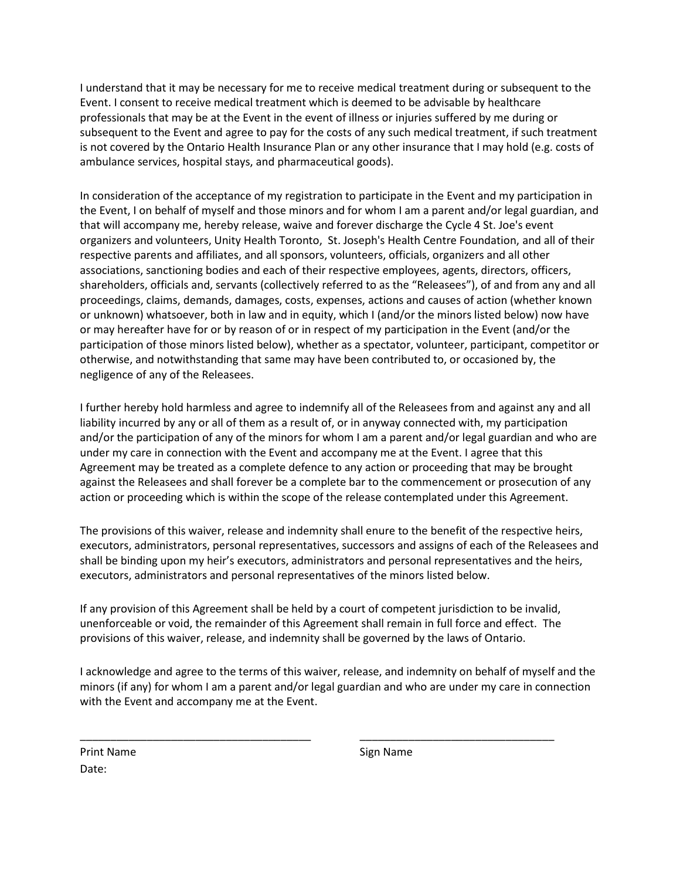I understand that it may be necessary for me to receive medical treatment during or subsequent to the Event. I consent to receive medical treatment which is deemed to be advisable by healthcare professionals that may be at the Event in the event of illness or injuries suffered by me during or subsequent to the Event and agree to pay for the costs of any such medical treatment, if such treatment is not covered by the Ontario Health Insurance Plan or any other insurance that I may hold (e.g. costs of ambulance services, hospital stays, and pharmaceutical goods).

In consideration of the acceptance of my registration to participate in the Event and my participation in the Event, I on behalf of myself and those minors and for whom I am a parent and/or legal guardian, and that will accompany me, hereby release, waive and forever discharge the Cycle 4 St. Joe's event organizers and volunteers, Unity Health Toronto, St. Joseph's Health Centre Foundation, and all of their respective parents and affiliates, and all sponsors, volunteers, officials, organizers and all other associations, sanctioning bodies and each of their respective employees, agents, directors, officers, shareholders, officials and, servants (collectively referred to as the "Releasees"), of and from any and all proceedings, claims, demands, damages, costs, expenses, actions and causes of action (whether known or unknown) whatsoever, both in law and in equity, which I (and/or the minors listed below) now have or may hereafter have for or by reason of or in respect of my participation in the Event (and/or the participation of those minors listed below), whether as a spectator, volunteer, participant, competitor or otherwise, and notwithstanding that same may have been contributed to, or occasioned by, the negligence of any of the Releasees.

I further hereby hold harmless and agree to indemnify all of the Releasees from and against any and all liability incurred by any or all of them as a result of, or in anyway connected with, my participation and/or the participation of any of the minors for whom I am a parent and/or legal guardian and who are under my care in connection with the Event and accompany me at the Event. I agree that this Agreement may be treated as a complete defence to any action or proceeding that may be brought against the Releasees and shall forever be a complete bar to the commencement or prosecution of any action or proceeding which is within the scope of the release contemplated under this Agreement.

The provisions of this waiver, release and indemnity shall enure to the benefit of the respective heirs, executors, administrators, personal representatives, successors and assigns of each of the Releasees and shall be binding upon my heir's executors, administrators and personal representatives and the heirs, executors, administrators and personal representatives of the minors listed below.

If any provision of this Agreement shall be held by a court of competent jurisdiction to be invalid, unenforceable or void, the remainder of this Agreement shall remain in full force and effect. The provisions of this waiver, release, and indemnity shall be governed by the laws of Ontario.

I acknowledge and agree to the terms of this waiver, release, and indemnity on behalf of myself and the minors (if any) for whom I am a parent and/or legal guardian and who are under my care in connection with the Event and accompany me at the Event.

\_\_\_\_\_\_\_\_\_\_\_\_\_\_\_\_\_\_\_\_\_\_\_\_\_\_\_\_\_\_\_\_\_\_\_\_\_\_\_ \_\_\_\_\_\_\_\_\_\_\_\_\_\_\_\_\_\_\_\_\_\_\_\_\_\_\_\_\_\_\_\_\_\_\_

Print Name Sign Name

Date: